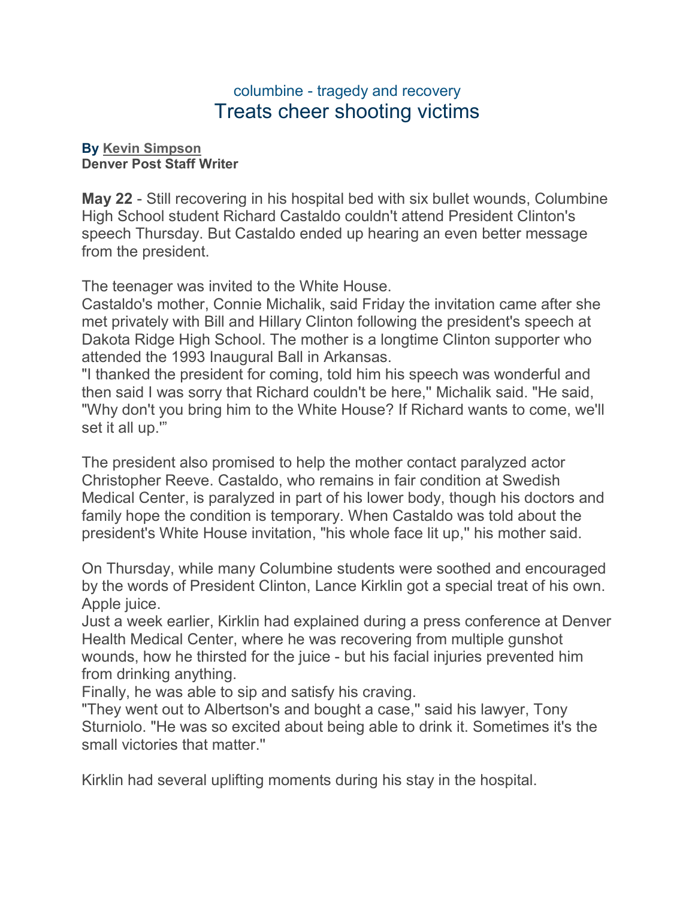columbine - tragedy and recovery

# Treats cheer shooting victims

**By Kevin Simpson**
**Denver Post Staff Writer**

**May 22** - Still recovering in his hospital bed with six bullet wounds, Columbine High School student Richard Castaldo couldn't attend President Clinton's speech Thursday. But Castaldo ended up hearing an even better message from the president.

The teenager was invited to the White House.
Castaldo's mother, Connie Michalik, said Friday the invitation came after she met privately with Bill and Hillary Clinton following the president's speech at Dakota Ridge High School. The mother is a longtime Clinton supporter who attended the 1993 Inaugural Ball in Arkansas.
"I thanked the president for coming, told him his speech was wonderful and then said I was sorry that Richard couldn't be here," Michalik said. "He said, "Why don't you bring him to the White House? If Richard wants to come, we'll set it all up.'"

The president also promised to help the mother contact paralyzed actor Christopher Reeve. Castaldo, who remains in fair condition at Swedish Medical Center, is paralyzed in part of his lower body, though his doctors and family hope the condition is temporary. When Castaldo was told about the president's White House invitation, "his whole face lit up," his mother said.

On Thursday, while many Columbine students were soothed and encouraged by the words of President Clinton, Lance Kirklin got a special treat of his own. Apple juice.
Just a week earlier, Kirklin had explained during a press conference at Denver Health Medical Center, where he was recovering from multiple gunshot wounds, how he thirsted for the juice - but his facial injuries prevented him from drinking anything.
Finally, he was able to sip and satisfy his craving.
"They went out to Albertson's and bought a case," said his lawyer, Tony Sturniolo. "He was so excited about being able to drink it. Sometimes it's the small victories that matter."

Kirklin had several uplifting moments during his stay in the hospital.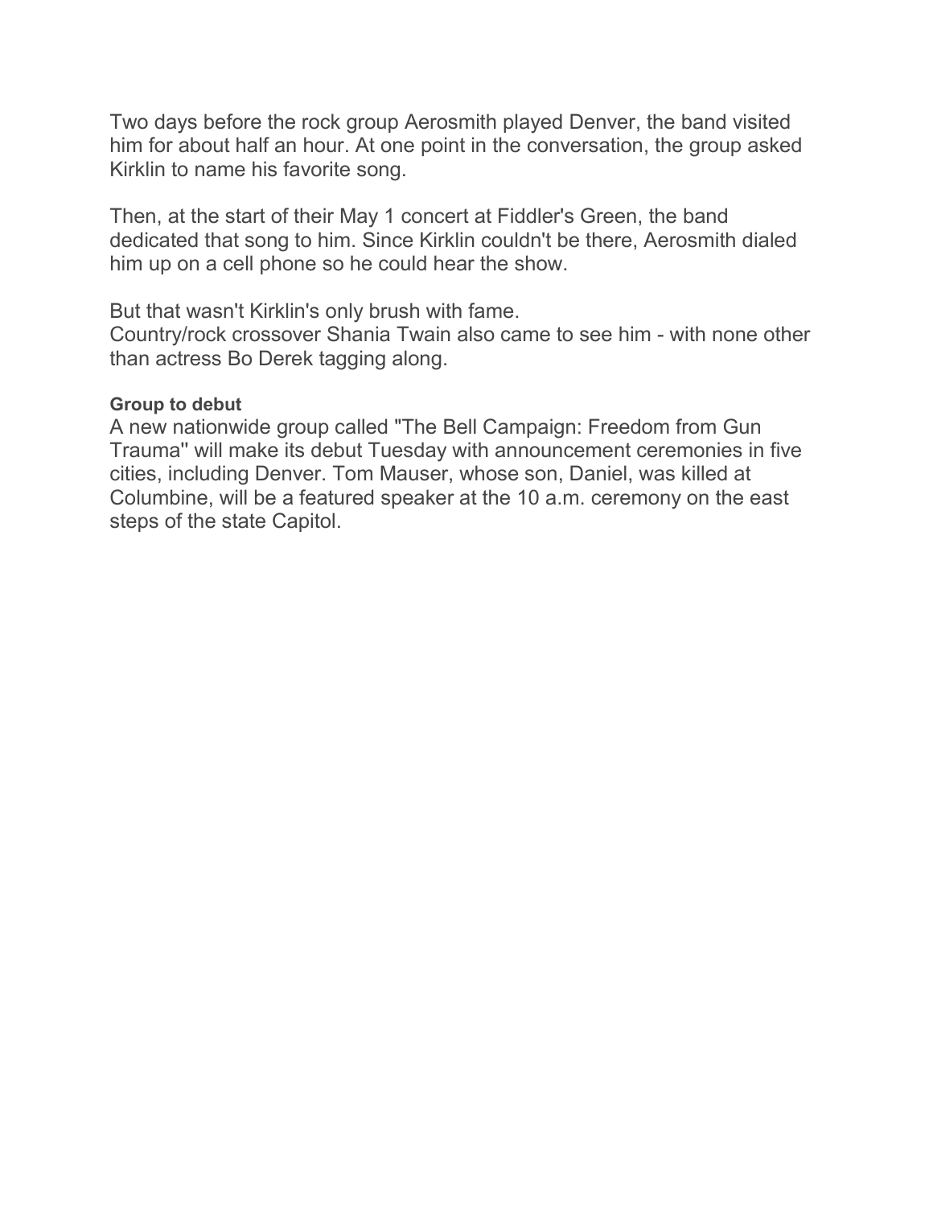Two days before the rock group Aerosmith played Denver, the band visited him for about half an hour. At one point in the conversation, the group asked Kirklin to name his favorite song.

Then, at the start of their May 1 concert at Fiddler's Green, the band dedicated that song to him. Since Kirklin couldn't be there, Aerosmith dialed him up on a cell phone so he could hear the show.

But that wasn't Kirklin's only brush with fame.
Country/rock crossover Shania Twain also came to see him - with none other than actress Bo Derek tagging along.

**Group to debut**

A new nationwide group called "The Bell Campaign: Freedom from Gun Trauma'' will make its debut Tuesday with announcement ceremonies in five cities, including Denver. Tom Mauser, whose son, Daniel, was killed at Columbine, will be a featured speaker at the 10 a.m. ceremony on the east steps of the state Capitol.